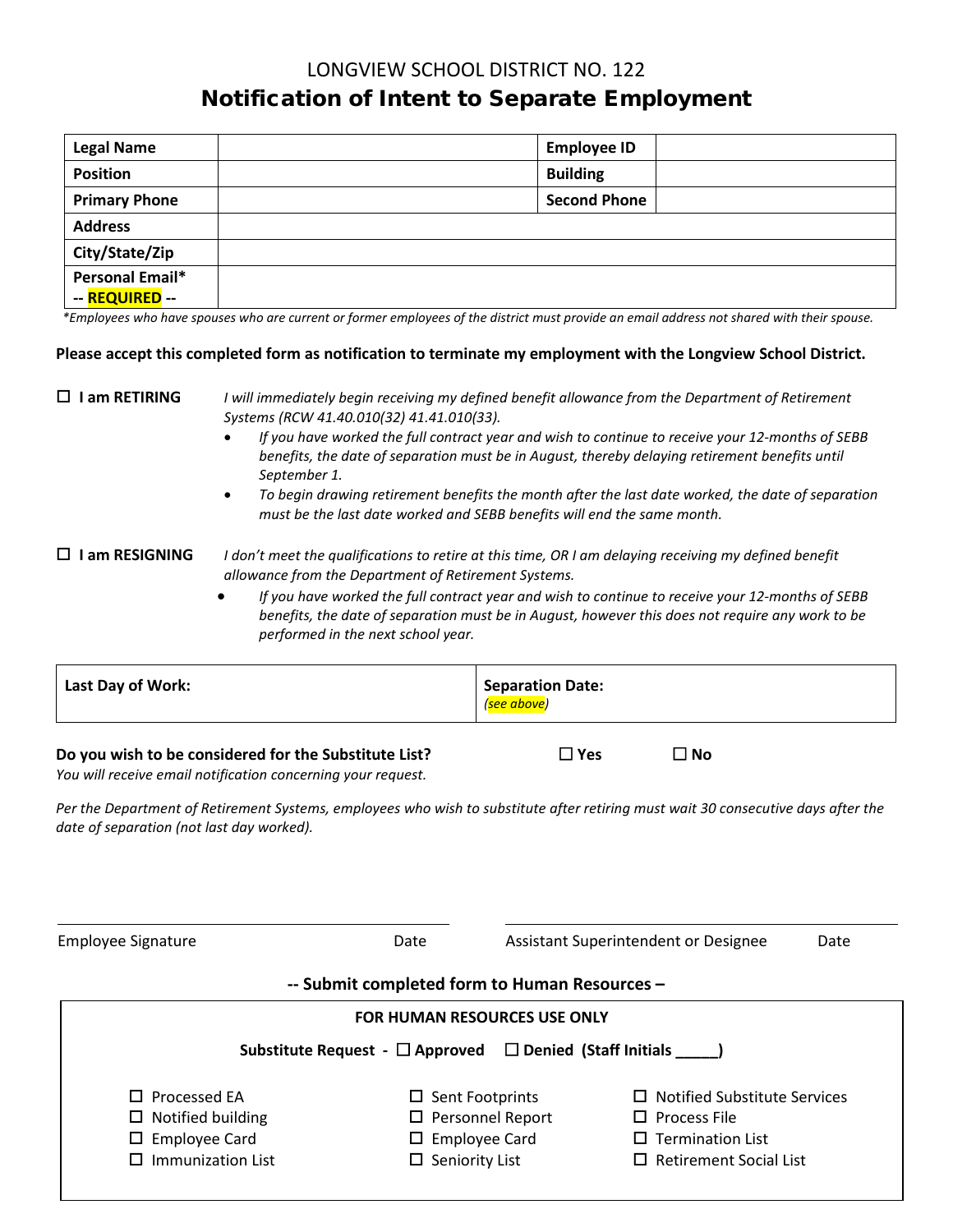LONGVIEW SCHOOL DISTRICT NO. 122

# Notification of Intent to Separate Employment

| Legal Name | | Employee ID | |
|---|---|---|---|
| Position | | Building | |
| Primary Phone | | Second Phone | |
| Address | | | |
| City/State/Zip | | | |
| Personal Email* -- REQUIRED -- | | | |

*\*Employees who have spouses who are current or former employees of the district must provide an email address not shared with their spouse.*

**Please accept this completed form as notification to terminate my employment with the Longview School District.**

☐ **I am RETIRING** *I will immediately begin receiving my defined benefit allowance from the Department of Retirement Systems (RCW 41.40.010(32) 41.41.010(33).*

- *If you have worked the full contract year and wish to continue to receive your 12-months of SEBB benefits, the date of separation must be in August, thereby delaying retirement benefits until September 1.*
- *To begin drawing retirement benefits the month after the last date worked, the date of separation must be the last date worked and SEBB benefits will end the same month.*

☐ **I am RESIGNING** *I don't meet the qualifications to retire at this time, OR I am delaying receiving my defined benefit allowance from the Department of Retirement Systems.*

- *If you have worked the full contract year and wish to continue to receive your 12-months of SEBB benefits, the date of separation must be in August, however this does not require any work to be performed in the next school year.*

| Last Day of Work: | Separation Date: *(see above)* |
|---|---|

**Do you wish to be considered for the Substitute List?** ☐ Yes ☐ No

*You will receive email notification concerning your request.*

*Per the Department of Retirement Systems, employees who wish to substitute after retiring must wait 30 consecutive days after the date of separation (not last day worked).*

Employee Signature ____________ Date ________ Assistant Superintendent or Designee ____________ Date ________

**-- Submit completed form to Human Resources –**

**FOR HUMAN RESOURCES USE ONLY**

**Substitute Request -** ☐ **Approved** ☐ **Denied (Staff Initials _____)**

| | | |
|---|---|---|
| ☐ Processed EA | ☐ Sent Footprints | ☐ Notified Substitute Services |
| ☐ Notified building | ☐ Personnel Report | ☐ Process File |
| ☐ Employee Card | ☐ Employee Card | ☐ Termination List |
| ☐ Immunization List | ☐ Seniority List | ☐ Retirement Social List |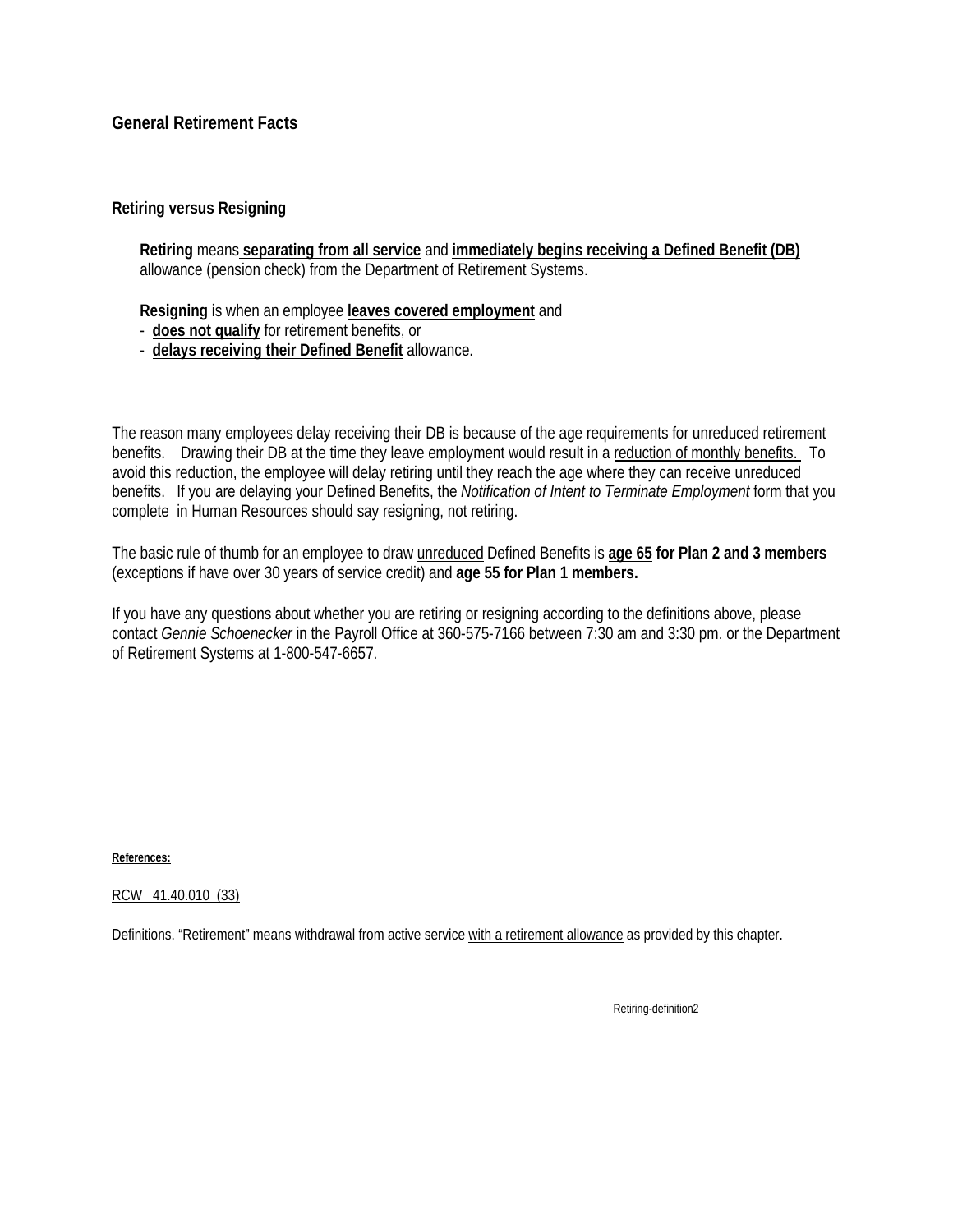## General Retirement Facts

### Retiring versus Resigning

**Retiring** means **<u>separating from all service</u>** and **<u>immediately begins receiving a Defined Benefit (DB)</u>** allowance (pension check) from the Department of Retirement Systems.

**Resigning** is when an employee **<u>leaves covered employment</u>** and

- **<u>does not qualify</u>** for retirement benefits, or
- **<u>delays receiving their Defined Benefit</u>** allowance.

The reason many employees delay receiving their DB is because of the age requirements for unreduced retirement benefits. Drawing their DB at the time they leave employment would result in a <u>reduction of monthly benefits.</u> To avoid this reduction, the employee will delay retiring until they reach the age where they can receive unreduced benefits. If you are delaying your Defined Benefits, the *Notification of Intent to Terminate Employment* form that you complete in Human Resources should say resigning, not retiring.

The basic rule of thumb for an employee to draw <u>unreduced</u> Defined Benefits is **<u>age 65</u> for Plan 2 and 3 members** (exceptions if have over 30 years of service credit) and **age 55 for Plan 1 members.**

If you have any questions about whether you are retiring or resigning according to the definitions above, please contact *Gennie Schoenecker* in the Payroll Office at 360-575-7166 between 7:30 am and 3:30 pm. or the Department of Retirement Systems at 1-800-547-6657.

**<u>References:</u>**

<u>RCW 41.40.010 (33)</u>

Definitions. "Retirement" means withdrawal from active service <u>with a retirement allowance</u> as provided by this chapter.

Retiring-definition2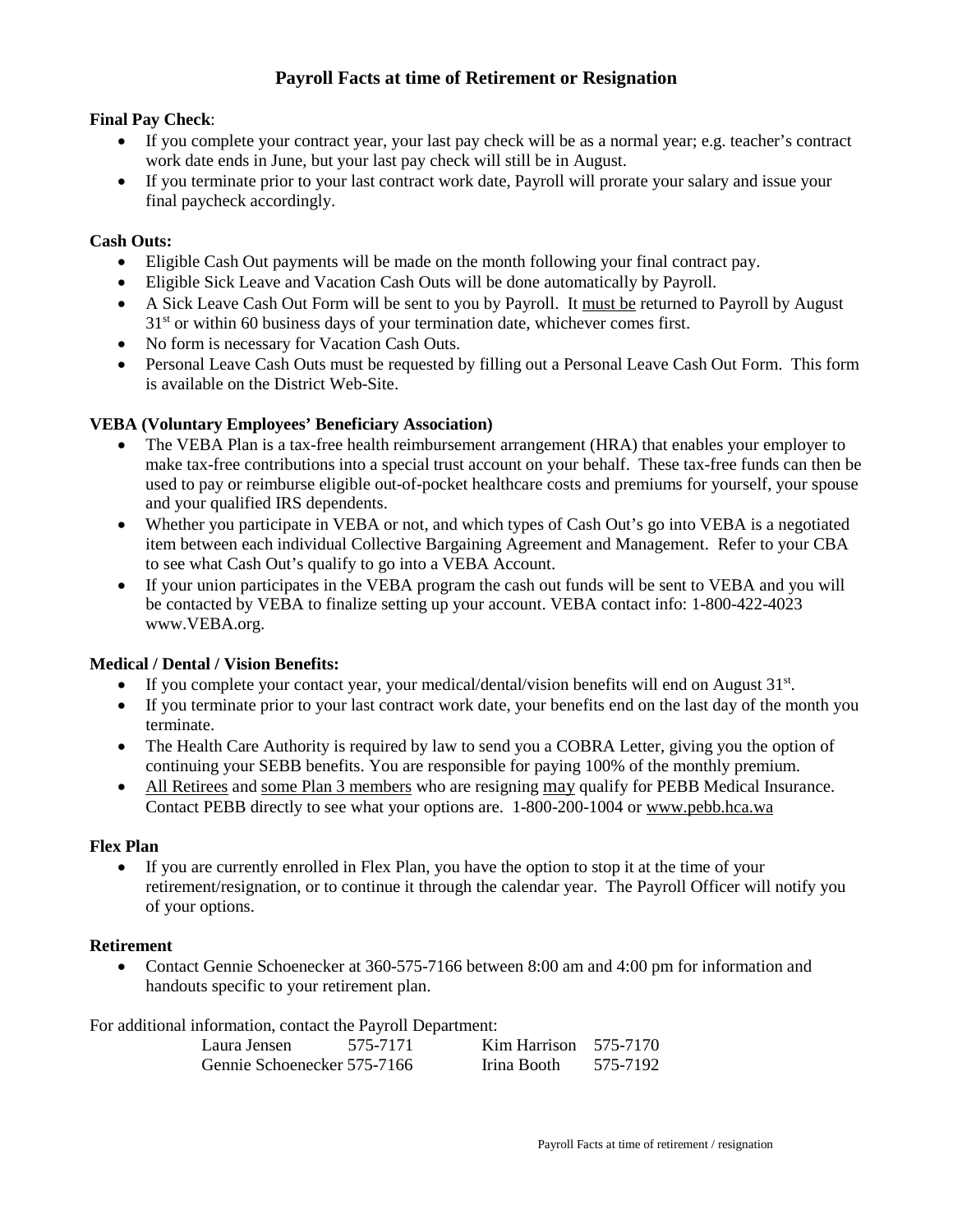# Payroll Facts at time of Retirement or Resignation

**Final Pay Check**:

- If you complete your contract year, your last pay check will be as a normal year; e.g. teacher's contract work date ends in June, but your last pay check will still be in August.
- If you terminate prior to your last contract work date, Payroll will prorate your salary and issue your final paycheck accordingly.

**Cash Outs:**

- Eligible Cash Out payments will be made on the month following your final contract pay.
- Eligible Sick Leave and Vacation Cash Outs will be done automatically by Payroll.
- A Sick Leave Cash Out Form will be sent to you by Payroll. It must be returned to Payroll by August 31st or within 60 business days of your termination date, whichever comes first.
- No form is necessary for Vacation Cash Outs.
- Personal Leave Cash Outs must be requested by filling out a Personal Leave Cash Out Form. This form is available on the District Web-Site.

**VEBA (Voluntary Employees' Beneficiary Association)**

- The VEBA Plan is a tax-free health reimbursement arrangement (HRA) that enables your employer to make tax-free contributions into a special trust account on your behalf. These tax-free funds can then be used to pay or reimburse eligible out-of-pocket healthcare costs and premiums for yourself, your spouse and your qualified IRS dependents.
- Whether you participate in VEBA or not, and which types of Cash Out's go into VEBA is a negotiated item between each individual Collective Bargaining Agreement and Management. Refer to your CBA to see what Cash Out's qualify to go into a VEBA Account.
- If your union participates in the VEBA program the cash out funds will be sent to VEBA and you will be contacted by VEBA to finalize setting up your account. VEBA contact info: 1-800-422-4023 www.VEBA.org.

**Medical / Dental / Vision Benefits:**

- If you complete your contact year, your medical/dental/vision benefits will end on August 31st.
- If you terminate prior to your last contract work date, your benefits end on the last day of the month you terminate.
- The Health Care Authority is required by law to send you a COBRA Letter, giving you the option of continuing your SEBB benefits. You are responsible for paying 100% of the monthly premium.
- All Retirees and some Plan 3 members who are resigning may qualify for PEBB Medical Insurance. Contact PEBB directly to see what your options are. 1-800-200-1004 or www.pebb.hca.wa

**Flex Plan**

- If you are currently enrolled in Flex Plan, you have the option to stop it at the time of your retirement/resignation, or to continue it through the calendar year. The Payroll Officer will notify you of your options.

**Retirement**

- Contact Gennie Schoenecker at 360-575-7166 between 8:00 am and 4:00 pm for information and handouts specific to your retirement plan.

For additional information, contact the Payroll Department:

| | | | |
|---|---|---|---|
| Laura Jensen | 575-7171 | Kim Harrison | 575-7170 |
| Gennie Schoenecker | 575-7166 | Irina Booth | 575-7192 |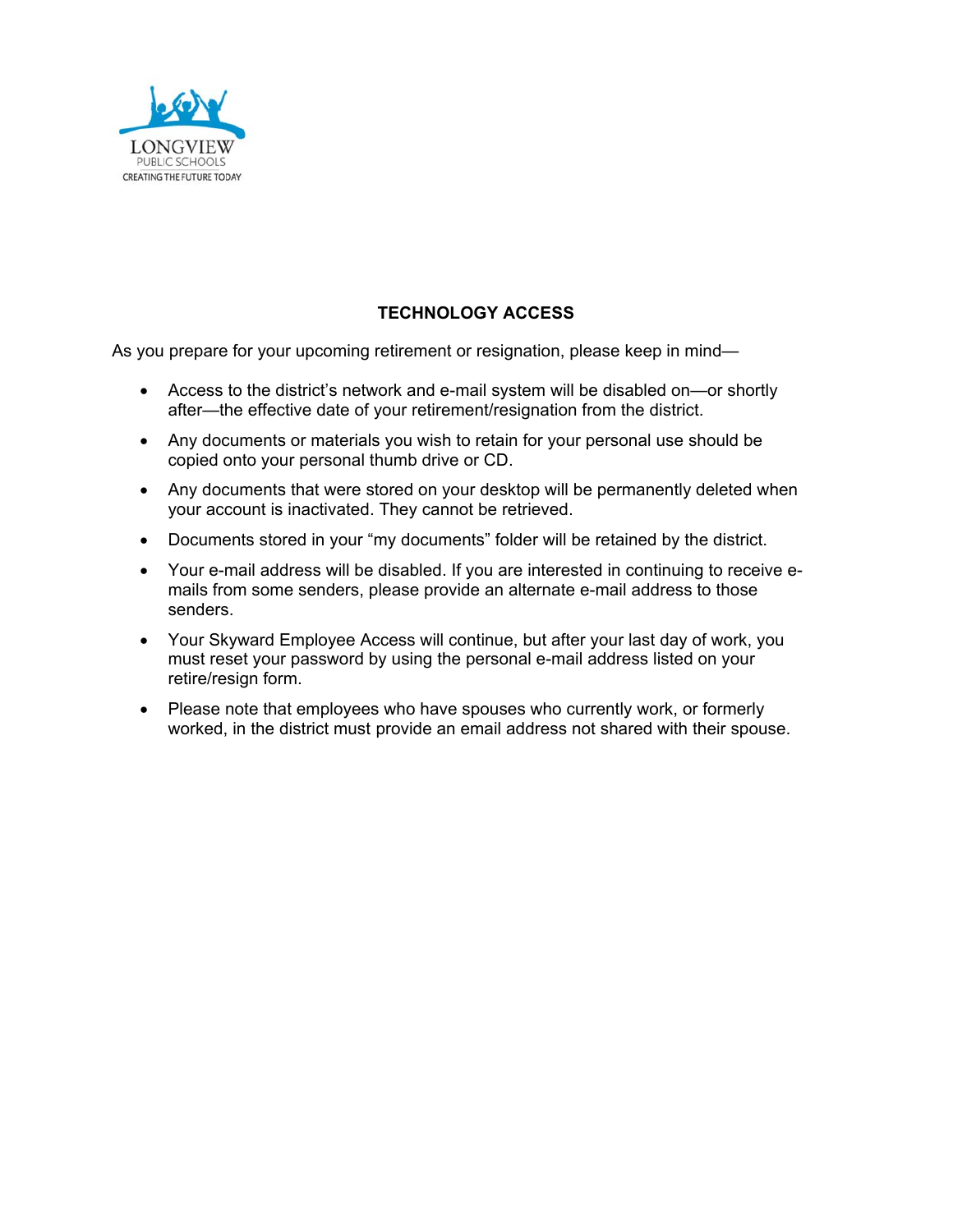LONGVIEW
PUBLIC SCHOOLS
CREATING THE FUTURE TODAY

## TECHNOLOGY ACCESS

As you prepare for your upcoming retirement or resignation, please keep in mind—

- Access to the district's network and e-mail system will be disabled on—or shortly after—the effective date of your retirement/resignation from the district.
- Any documents or materials you wish to retain for your personal use should be copied onto your personal thumb drive or CD.
- Any documents that were stored on your desktop will be permanently deleted when your account is inactivated. They cannot be retrieved.
- Documents stored in your "my documents" folder will be retained by the district.
- Your e-mail address will be disabled. If you are interested in continuing to receive e-mails from some senders, please provide an alternate e-mail address to those senders.
- Your Skyward Employee Access will continue, but after your last day of work, you must reset your password by using the personal e-mail address listed on your retire/resign form.
- Please note that employees who have spouses who currently work, or formerly worked, in the district must provide an email address not shared with their spouse.